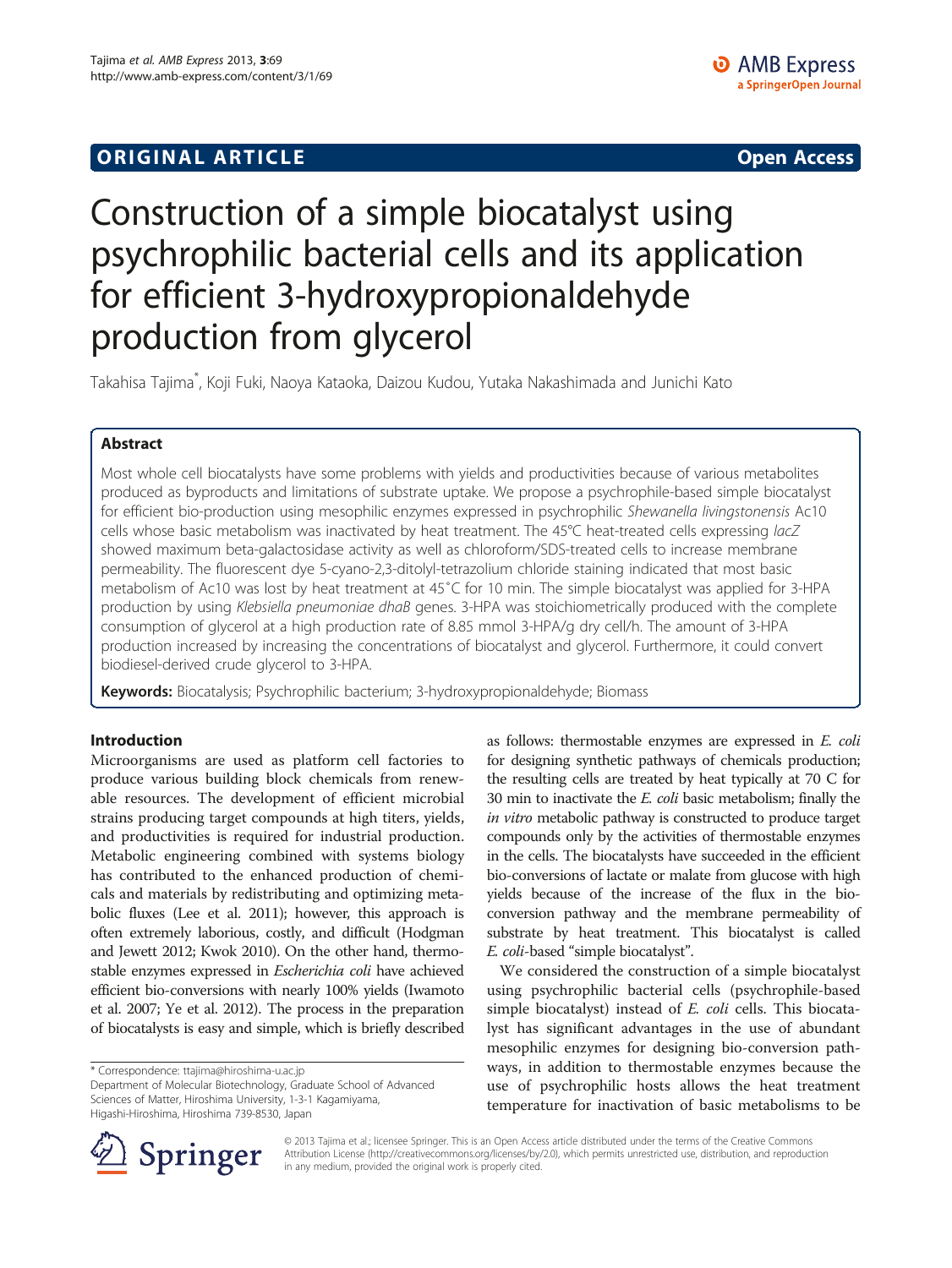## ORIGINAL ARTICLE

# Construction of a simple biocatalyst using psychrophilic bacterial cells and its application for efficient 3-hydroxypropionaldehyde production from glycerol

Takahisa Tajima*, Koji Fuki, Naoya Kataoka, Daizou Kudou, Yutaka Nakashimada and Junichi Kato

### Abstract

Most whole cell biocatalysts have some problems with yields and productivities because of various metabolites produced as byproducts and limitations of substrate uptake. We propose a psychrophile-based simple biocatalyst for efficient bio-production using mesophilic enzymes expressed in psychrophilic *Shewanella livingstonensis* Ac10 cells whose basic metabolism was inactivated by heat treatment. The 45°C heat-treated cells expressing *lacZ* showed maximum beta-galactosidase activity as well as chloroform/SDS-treated cells to increase membrane permeability. The fluorescent dye 5-cyano-2,3-ditolyl-tetrazolium chloride staining indicated that most basic metabolism of Ac10 was lost by heat treatment at 45˚C for 10 min. The simple biocatalyst was applied for 3-HPA production by using *Klebsiella pneumoniae dhaB* genes. 3-HPA was stoichiometrically produced with the complete consumption of glycerol at a high production rate of 8.85 mmol 3-HPA/g dry cell/h. The amount of 3-HPA production increased by increasing the concentrations of biocatalyst and glycerol. Furthermore, it could convert biodiesel-derived crude glycerol to 3-HPA.

**Keywords:** Biocatalysis; Psychrophilic bacterium; 3-hydroxypropionaldehyde; Biomass

## Introduction

Microorganisms are used as platform cell factories to produce various building block chemicals from renewable resources. The development of efficient microbial strains producing target compounds at high titers, yields, and productivities is required for industrial production. Metabolic engineering combined with systems biology has contributed to the enhanced production of chemicals and materials by redistributing and optimizing metabolic fluxes (Lee et al. 2011); however, this approach is often extremely laborious, costly, and difficult (Hodgman and Jewett 2012; Kwok 2010). On the other hand, thermostable enzymes expressed in *Escherichia coli* have achieved efficient bio-conversions with nearly 100% yields (Iwamoto et al. 2007; Ye et al. 2012). The process in the preparation of biocatalysts is easy and simple, which is briefly described as follows: thermostable enzymes are expressed in *E. coli* for designing synthetic pathways of chemicals production; the resulting cells are treated by heat typically at 70 C for 30 min to inactivate the *E. coli* basic metabolism; finally the *in vitro* metabolic pathway is constructed to produce target compounds only by the activities of thermostable enzymes in the cells. The biocatalysts have succeeded in the efficient bio-conversions of lactate or malate from glucose with high yields because of the increase of the flux in the bio-conversion pathway and the membrane permeability of substrate by heat treatment. This biocatalyst is called *E. coli*-based "simple biocatalyst".

We considered the construction of a simple biocatalyst using psychrophilic bacterial cells (psychrophile-based simple biocatalyst) instead of *E. coli* cells. This biocatalyst has significant advantages in the use of abundant mesophilic enzymes for designing bio-conversion pathways, in addition to thermostable enzymes because the use of psychrophilic hosts allows the heat treatment temperature for inactivation of basic metabolisms to be

* Correspondence: ttajima@hiroshima-u.ac.jp
Department of Molecular Biotechnology, Graduate School of Advanced Sciences of Matter, Hiroshima University, 1-3-1 Kagamiyama, Higashi-Hiroshima, Hiroshima 739-8530, Japan

© 2013 Tajima et al.; licensee Springer. This is an Open Access article distributed under the terms of the Creative Commons Attribution License (http://creativecommons.org/licenses/by/2.0), which permits unrestricted use, distribution, and reproduction in any medium, provided the original work is properly cited.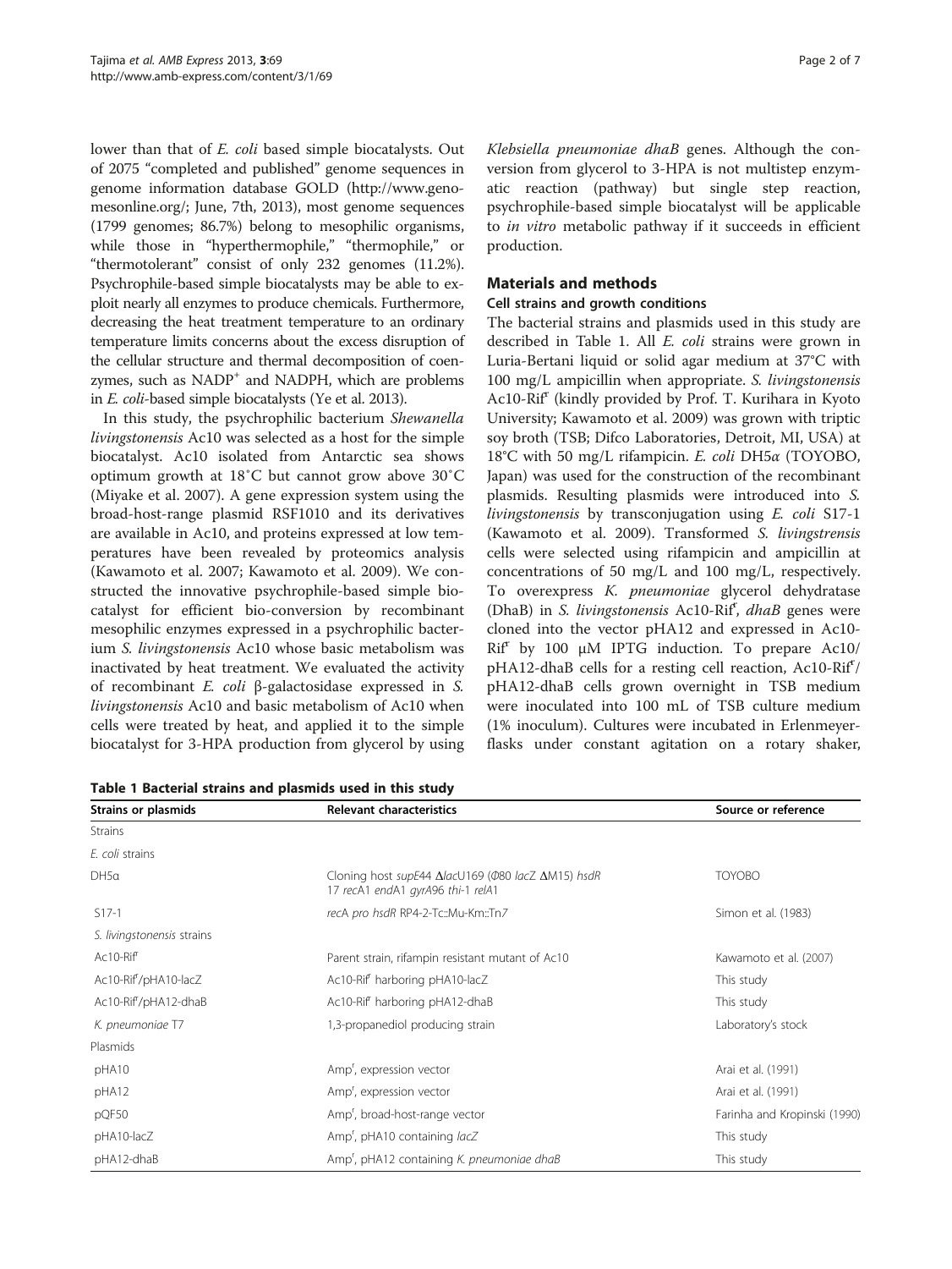lower than that of *E. coli* based simple biocatalysts. Out of 2075 "completed and published" genome sequences in genome information database GOLD (http://www.genomesonline.org/; June, 7th, 2013), most genome sequences (1799 genomes; 86.7%) belong to mesophilic organisms, while those in "hyperthermophile," "thermophile," or "thermotolerant" consist of only 232 genomes (11.2%). Psychrophile-based simple biocatalysts may be able to exploit nearly all enzymes to produce chemicals. Furthermore, decreasing the heat treatment temperature to an ordinary temperature limits concerns about the excess disruption of the cellular structure and thermal decomposition of coenzymes, such as $NADP^+$ and NADPH, which are problems in *E. coli*-based simple biocatalysts (Ye et al. 2013).

In this study, the psychrophilic bacterium *Shewanella livingstonensis* Ac10 was selected as a host for the simple biocatalyst. Ac10 isolated from Antarctic sea shows optimum growth at 18˚C but cannot grow above 30˚C (Miyake et al. 2007). A gene expression system using the broad-host-range plasmid RSF1010 and its derivatives are available in Ac10, and proteins expressed at low temperatures have been revealed by proteomics analysis (Kawamoto et al. 2007; Kawamoto et al. 2009). We constructed the innovative psychrophile-based simple biocatalyst for efficient bio-conversion by recombinant mesophilic enzymes expressed in a psychrophilic bacterium *S. livingstonensis* Ac10 whose basic metabolism was inactivated by heat treatment. We evaluated the activity of recombinant *E. coli* β-galactosidase expressed in *S. livingstonensis* Ac10 and basic metabolism of Ac10 when cells were treated by heat, and applied it to the simple biocatalyst for 3-HPA production from glycerol by using *Klebsiella pneumoniae dhaB* genes. Although the conversion from glycerol to 3-HPA is not multistep enzymatic reaction (pathway) but single step reaction, psychrophile-based simple biocatalyst will be applicable to *in vitro* metabolic pathway if it succeeds in efficient production.

## Materials and methods

### Cell strains and growth conditions

The bacterial strains and plasmids used in this study are described in Table 1. All *E. coli* strains were grown in Luria-Bertani liquid or solid agar medium at 37°C with 100 mg/L ampicillin when appropriate. *S. livingstonensis* Ac10-Rif$^r$ (kindly provided by Prof. T. Kurihara in Kyoto University; Kawamoto et al. 2009) was grown with triptic soy broth (TSB; Difco Laboratories, Detroit, MI, USA) at 18°C with 50 mg/L rifampicin. *E. coli* DH5α (TOYOBO, Japan) was used for the construction of the recombinant plasmids. Resulting plasmids were introduced into *S. livingstonensis* by transconjugation using *E. coli* S17-1 (Kawamoto et al. 2009). Transformed *S. livingstrensis* cells were selected using rifampicin and ampicillin at concentrations of 50 mg/L and 100 mg/L, respectively. To overexpress *K. pneumoniae* glycerol dehydratase (DhaB) in *S. livingstonensis* Ac10-Rif$^r$, *dhaB* genes were cloned into the vector pHA12 and expressed in Ac10-Rif$^r$ by 100 μM IPTG induction. To prepare Ac10/pHA12-dhaB cells for a resting cell reaction, Ac10-Rif$^r$/pHA12-dhaB cells grown overnight in TSB medium were inoculated into 100 mL of TSB culture medium (1% inoculum). Cultures were incubated in Erlenmeyer-flasks under constant agitation on a rotary shaker,

**Table 1 Bacterial strains and plasmids used in this study**

| Strains or plasmids | Relevant characteristics | Source or reference |
|---|---|---|
| Strains | | |
| *E. coli* strains | | |
| DH5α | Cloning host *supE*44 Δ*lac*U169 (Φ80 *lacZ* ΔM15) *hsdR* 17 *recA*1 *endA*1 *gyrA*96 *thi*-1 *relA*1 | TOYOBO |
| S17-1 | *recA pro hsdR* RP4-2-Tc::Mu-Km::Tn*7* | Simon et al. (1983) |
| *S. livingstonensis* strains | | |
| Ac10-Rif$^r$ | Parent strain, rifampin resistant mutant of Ac10 | Kawamoto et al. (2007) |
| Ac10-Rif$^r$/pHA10-lacZ | Ac10-Rif$^r$ harboring pHA10-lacZ | This study |
| Ac10-Rif$^r$/pHA12-dhaB | Ac10-Rif$^r$ harboring pHA12-dhaB | This study |
| *K. pneumoniae* T7 | 1,3-propanediol producing strain | Laboratory's stock |
| Plasmids | | |
| pHA10 | Amp$^r$, expression vector | Arai et al. (1991) |
| pHA12 | Amp$^r$, expression vector | Arai et al. (1991) |
| pQF50 | Amp$^r$, broad-host-range vector | Farinha and Kropinski (1990) |
| pHA10-lacZ | Amp$^r$, pHA10 containing *lacZ* | This study |
| pHA12-dhaB | Amp$^r$, pHA12 containing *K. pneumoniae dhaB* | This study |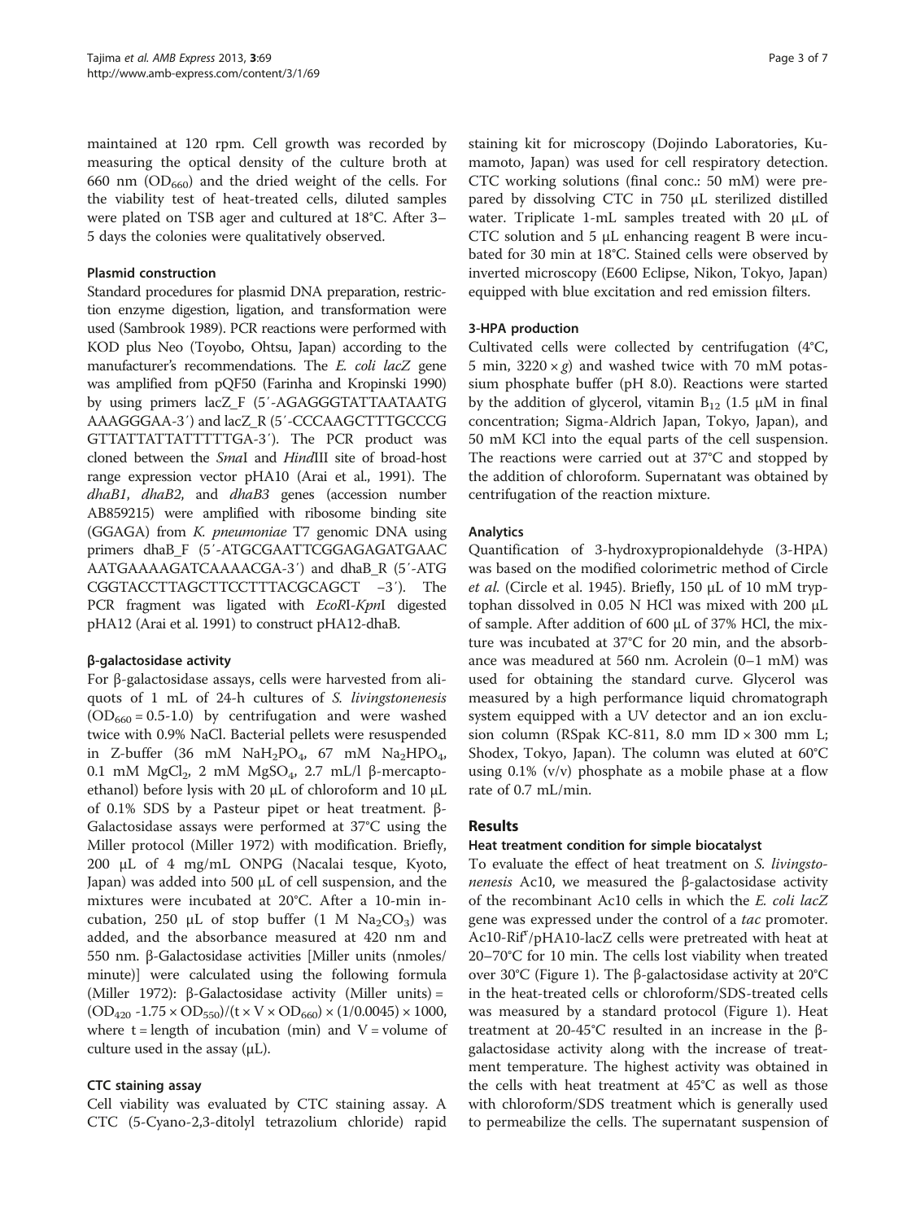maintained at 120 rpm. Cell growth was recorded by measuring the optical density of the culture broth at 660 nm ($OD_{660}$) and the dried weight of the cells. For the viability test of heat-treated cells, diluted samples were plated on TSB ager and cultured at 18°C. After 3–5 days the colonies were qualitatively observed.

### Plasmid construction

Standard procedures for plasmid DNA preparation, restriction enzyme digestion, ligation, and transformation were used (Sambrook 1989). PCR reactions were performed with KOD plus Neo (Toyobo, Ohtsu, Japan) according to the manufacturer's recommendations. The *E. coli lacZ* gene was amplified from pQF50 (Farinha and Kropinski 1990) by using primers lacZ_F (5′-AGAGGGTATTAATAATG AAAGGGAA-3′) and lacZ_R (5′-CCCAAGCTTTGCCCG GTTATTATTATTTTTGA-3′). The PCR product was cloned between the *Sma*I and *Hind*III site of broad-host range expression vector pHA10 (Arai et al., 1991). The *dhaB1*, *dhaB2*, and *dhaB3* genes (accession number AB859215) were amplified with ribosome binding site (GGAGA) from *K. pneumoniae* T7 genomic DNA using primers dhaB_F (5′-ATGCGAATTCGGAGAGATGAAC AATGAAAAGATCAAAACGA-3′) and dhaB_R (5′-ATG CGGTACCTTAGCTTCCTTTACGCAGCT –3′). The PCR fragment was ligated with *Eco*RI-*Kpn*I digested pHA12 (Arai et al. 1991) to construct pHA12-dhaB.

### β-galactosidase activity

For β-galactosidase assays, cells were harvested from aliquots of 1 mL of 24-h cultures of *S. livingstonenesis* ($OD_{660}$ = 0.5-1.0) by centrifugation and were washed twice with 0.9% NaCl. Bacterial pellets were resuspended in Z-buffer (36 mM $NaH_2PO_4$, 67 mM $Na_2HPO_4$, 0.1 mM $MgCl_2$, 2 mM $MgSO_4$, 2.7 mL/l β-mercaptoethanol) before lysis with 20 μL of chloroform and 10 μL of 0.1% SDS by a Pasteur pipet or heat treatment. β-Galactosidase assays were performed at 37°C using the Miller protocol (Miller 1972) with modification. Briefly, 200 μL of 4 mg/mL ONPG (Nacalai tesque, Kyoto, Japan) was added into 500 μL of cell suspension, and the mixtures were incubated at 20°C. After a 10-min incubation, 250 μL of stop buffer (1 M $Na_2CO_3$) was added, and the absorbance measured at 420 nm and 550 nm. β-Galactosidase activities [Miller units (nmoles/minute)] were calculated using the following formula (Miller 1972): β-Galactosidase activity (Miller units) = $(OD_{420} - 1.75 \times OD_{550})/(t \times V \times OD_{660}) \times (1/0.0045) \times 1000$, where t = length of incubation (min) and V = volume of culture used in the assay (μL).

### CTC staining assay

Cell viability was evaluated by CTC staining assay. A CTC (5-Cyano-2,3-ditolyl tetrazolium chloride) rapid staining kit for microscopy (Dojindo Laboratories, Kumamoto, Japan) was used for cell respiratory detection. CTC working solutions (final conc.: 50 mM) were prepared by dissolving CTC in 750 μL sterilized distilled water. Triplicate 1-mL samples treated with 20 μL of CTC solution and 5 μL enhancing reagent B were incubated for 30 min at 18°C. Stained cells were observed by inverted microscopy (E600 Eclipse, Nikon, Tokyo, Japan) equipped with blue excitation and red emission filters.

### 3-HPA production

Cultivated cells were collected by centrifugation (4°C, 5 min, 3220 × *g*) and washed twice with 70 mM potassium phosphate buffer (pH 8.0). Reactions were started by the addition of glycerol, vitamin $B_{12}$ (1.5 μM in final concentration; Sigma-Aldrich Japan, Tokyo, Japan), and 50 mM KCl into the equal parts of the cell suspension. The reactions were carried out at 37°C and stopped by the addition of chloroform. Supernatant was obtained by centrifugation of the reaction mixture.

### Analytics

Quantification of 3-hydroxypropionaldehyde (3-HPA) was based on the modified colorimetric method of Circle *et al.* (Circle et al. 1945). Briefly, 150 μL of 10 mM tryptophan dissolved in 0.05 N HCl was mixed with 200 μL of sample. After addition of 600 μL of 37% HCl, the mixture was incubated at 37°C for 20 min, and the absorbance was meadured at 560 nm. Acrolein (0–1 mM) was used for obtaining the standard curve. Glycerol was measured by a high performance liquid chromatograph system equipped with a UV detector and an ion exclusion column (RSpak KC-811, 8.0 mm ID × 300 mm L; Shodex, Tokyo, Japan). The column was eluted at 60°C using 0.1% (v/v) phosphate as a mobile phase at a flow rate of 0.7 mL/min.

## Results

### Heat treatment condition for simple biocatalyst

To evaluate the effect of heat treatment on *S. livingstonenesis* Ac10, we measured the β-galactosidase activity of the recombinant Ac10 cells in which the *E. coli lacZ* gene was expressed under the control of a *tac* promoter. Ac10-Rif$^r$/pHA10-lacZ cells were pretreated with heat at 20–70°C for 10 min. The cells lost viability when treated over 30°C (Figure 1). The β-galactosidase activity at 20°C in the heat-treated cells or chloroform/SDS-treated cells was measured by a standard protocol (Figure 1). Heat treatment at 20-45°C resulted in an increase in the β-galactosidase activity along with the increase of treatment temperature. The highest activity was obtained in the cells with heat treatment at 45°C as well as those with chloroform/SDS treatment which is generally used to permeabilize the cells. The supernatant suspension of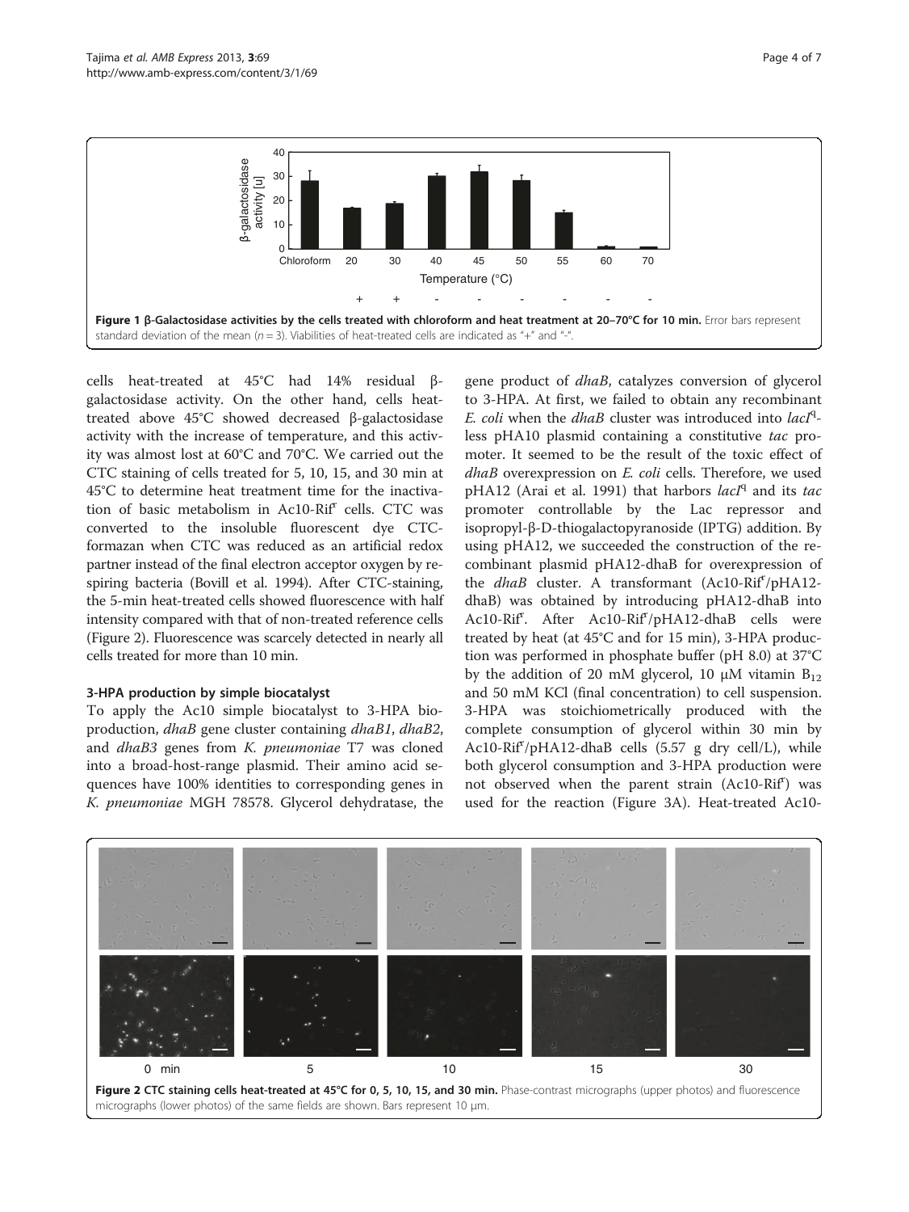Figure 1 β-Galactosidase activities by the cells treated with chloroform and heat treatment at 20–70°C for 10 min. Error bars represent standard deviation of the mean ($n = 3$). Viabilities of heat-treated cells are indicated as "+" and "-".

cells heat-treated at 45°C had 14% residual β-galactosidase activity. On the other hand, cells heat-treated above 45°C showed decreased β-galactosidase activity with the increase of temperature, and this activity was almost lost at 60°C and 70°C. We carried out the CTC staining of cells treated for 5, 10, 15, and 30 min at 45°C to determine heat treatment time for the inactivation of basic metabolism in Ac10-Rif$^r$ cells. CTC was converted to the insoluble fluorescent dye CTC-formazan when CTC was reduced as an artificial redox partner instead of the final electron acceptor oxygen by respiring bacteria (Bovill et al. 1994). After CTC-staining, the 5-min heat-treated cells showed fluorescence with half intensity compared with that of non-treated reference cells (Figure 2). Fluorescence was scarcely detected in nearly all cells treated for more than 10 min.

### 3-HPA production by simple biocatalyst

To apply the Ac10 simple biocatalyst to 3-HPA bioproduction, *dhaB* gene cluster containing *dhaB1*, *dhaB2*, and *dhaB3* genes from *K. pneumoniae* T7 was cloned into a broad-host-range plasmid. Their amino acid sequences have 100% identities to corresponding genes in *K. pneumoniae* MGH 78578. Glycerol dehydratase, the gene product of *dhaB*, catalyzes conversion of glycerol to 3-HPA. At first, we failed to obtain any recombinant *E. coli* when the *dhaB* cluster was introduced into *lacI*$^q$-less pHA10 plasmid containing a constitutive *tac* promoter. It seemed to be the result of the toxic effect of *dhaB* overexpression on *E. coli* cells. Therefore, we used pHA12 (Arai et al. 1991) that harbors *lacI*$^q$ and its *tac* promoter controllable by the Lac repressor and isopropyl-β-D-thiogalactopyranoside (IPTG) addition. By using pHA12, we succeeded the construction of the recombinant plasmid pHA12-dhaB for overexpression of the *dhaB* cluster. A transformant (Ac10-Rif$^r$/pHA12-dhaB) was obtained by introducing pHA12-dhaB into Ac10-Rif$^r$. After Ac10-Rif$^r$/pHA12-dhaB cells were treated by heat (at 45°C and for 15 min), 3-HPA production was performed in phosphate buffer (pH 8.0) at 37°C by the addition of 20 mM glycerol, 10 μM vitamin $B_{12}$ and 50 mM KCl (final concentration) to cell suspension. 3-HPA was stoichiometrically produced with the complete consumption of glycerol within 30 min by Ac10-Rif$^r$/pHA12-dhaB cells (5.57 g dry cell/L), while both glycerol consumption and 3-HPA production were not observed when the parent strain (Ac10-Rif$^r$) was used for the reaction (Figure 3A). Heat-treated Ac10-

Figure 2 CTC staining cells heat-treated at 45°C for 0, 5, 10, 15, and 30 min. Phase-contrast micrographs (upper photos) and fluorescence micrographs (lower photos) of the same fields are shown. Bars represent 10 μm.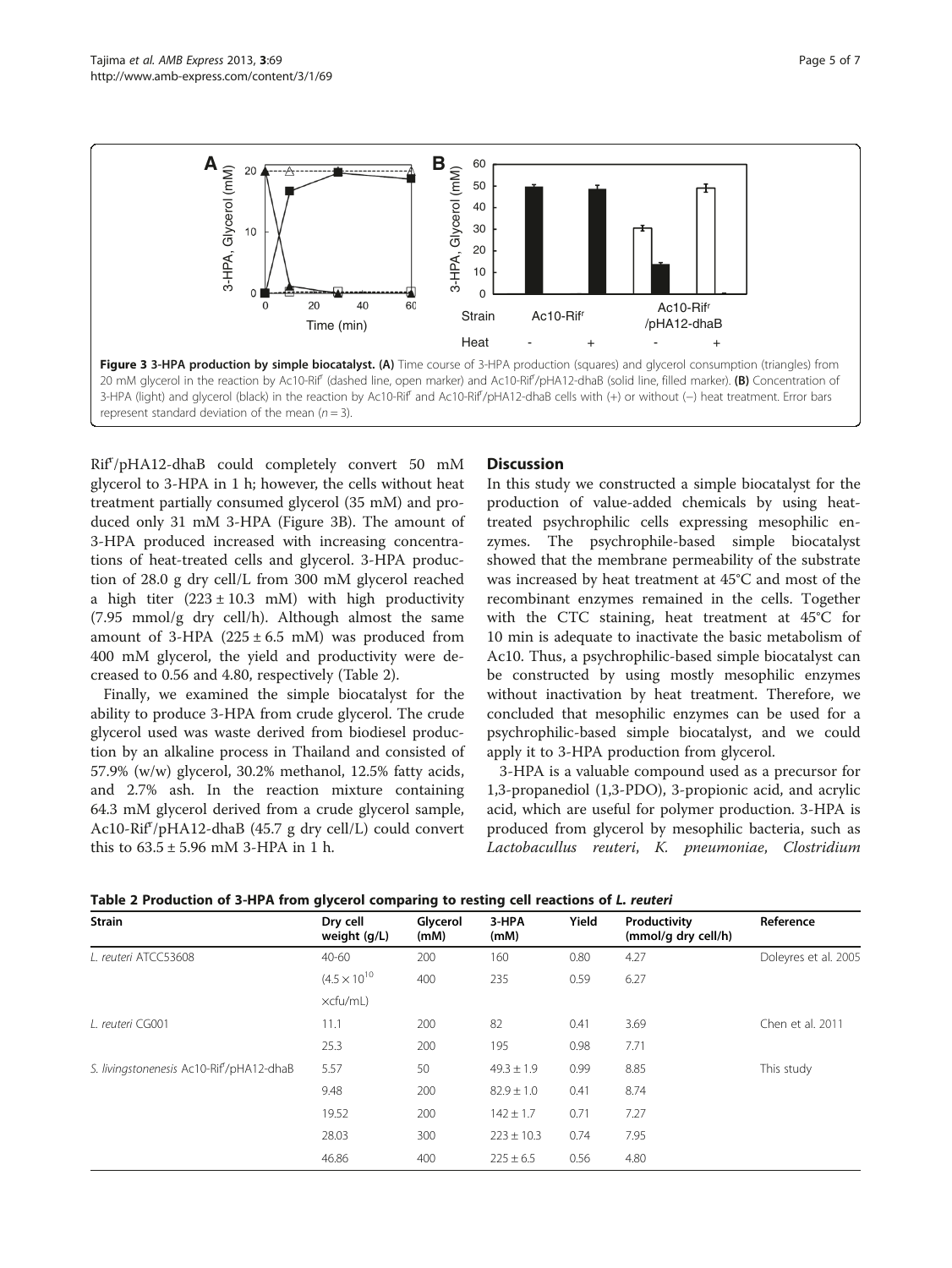**Figure 3 3-HPA production by simple biocatalyst. (A)** Time course of 3-HPA production (squares) and glycerol consumption (triangles) from 20 mM glycerol in the reaction by Ac10-Rif[r] (dashed line, open marker) and Ac10-Rif[r]/pHA12-dhaB (solid line, filled marker). **(B)** Concentration of 3-HPA (light) and glycerol (black) in the reaction by Ac10-Rif[r] and Ac10-Rif[r]/pHA12-dhaB cells with (+) or without (–) heat treatment. Error bars represent standard deviation of the mean ($n = 3$).

Rif[r]/pHA12-dhaB could completely convert 50 mM glycerol to 3-HPA in 1 h; however, the cells without heat treatment partially consumed glycerol (35 mM) and produced only 31 mM 3-HPA (Figure 3B). The amount of 3-HPA produced increased with increasing concentrations of heat-treated cells and glycerol. 3-HPA production of 28.0 g dry cell/L from 300 mM glycerol reached a high titer (223 ± 10.3 mM) with high productivity (7.95 mmol/g dry cell/h). Although almost the same amount of 3-HPA (225 ± 6.5 mM) was produced from 400 mM glycerol, the yield and productivity were decreased to 0.56 and 4.80, respectively (Table 2).

Finally, we examined the simple biocatalyst for the ability to produce 3-HPA from crude glycerol. The crude glycerol used was waste derived from biodiesel production by an alkaline process in Thailand and consisted of 57.9% (w/w) glycerol, 30.2% methanol, 12.5% fatty acids, and 2.7% ash. In the reaction mixture containing 64.3 mM glycerol derived from a crude glycerol sample, Ac10-Rif[r]/pHA12-dhaB (45.7 g dry cell/L) could convert this to 63.5 ± 5.96 mM 3-HPA in 1 h.

## Discussion

In this study we constructed a simple biocatalyst for the production of value-added chemicals by using heat-treated psychrophilic cells expressing mesophilic enzymes. The psychrophile-based simple biocatalyst showed that the membrane permeability of the substrate was increased by heat treatment at 45°C and most of the recombinant enzymes remained in the cells. Together with the CTC staining, heat treatment at 45°C for 10 min is adequate to inactivate the basic metabolism of Ac10. Thus, a psychrophilic-based simple biocatalyst can be constructed by using mostly mesophilic enzymes without inactivation by heat treatment. Therefore, we concluded that mesophilic enzymes can be used for a psychrophilic-based simple biocatalyst, and we could apply it to 3-HPA production from glycerol.

3-HPA is a valuable compound used as a precursor for 1,3-propanediol (1,3-PDO), 3-propionic acid, and acrylic acid, which are useful for polymer production. 3-HPA is produced from glycerol by mesophilic bacteria, such as *Lactobacullus reuteri*, *K. pneumoniae*, *Clostridium*

**Table 2 Production of 3-HPA from glycerol comparing to resting cell reactions of *L. reuteri***

| Strain | Dry cell weight (g/L) | Glycerol (mM) | 3-HPA (mM) | Yield | Productivity (mmol/g dry cell/h) | Reference |
|---|---|---|---|---|---|---|
| *L. reuteri* ATCC53608 | 40-60 | 200 | 160 | 0.80 | 4.27 | Doleyres et al. 2005 |
| | ($4.5 \times 10^{10}$ | 400 | 235 | 0.59 | 6.27 | |
| | ×cfu/mL) | | | | | |
| *L. reuteri* CG001 | 11.1 | 200 | 82 | 0.41 | 3.69 | Chen et al. 2011 |
| | 25.3 | 200 | 195 | 0.98 | 7.71 | |
| *S. livingstonenesis* Ac10-Rif[r]/pHA12-dhaB | 5.57 | 50 | 49.3 ± 1.9 | 0.99 | 8.85 | This study |
| | 9.48 | 200 | 82.9 ± 1.0 | 0.41 | 8.74 | |
| | 19.52 | 200 | 142 ± 1.7 | 0.71 | 7.27 | |
| | 28.03 | 300 | 223 ± 10.3 | 0.74 | 7.95 | |
| | 46.86 | 400 | 225 ± 6.5 | 0.56 | 4.80 | |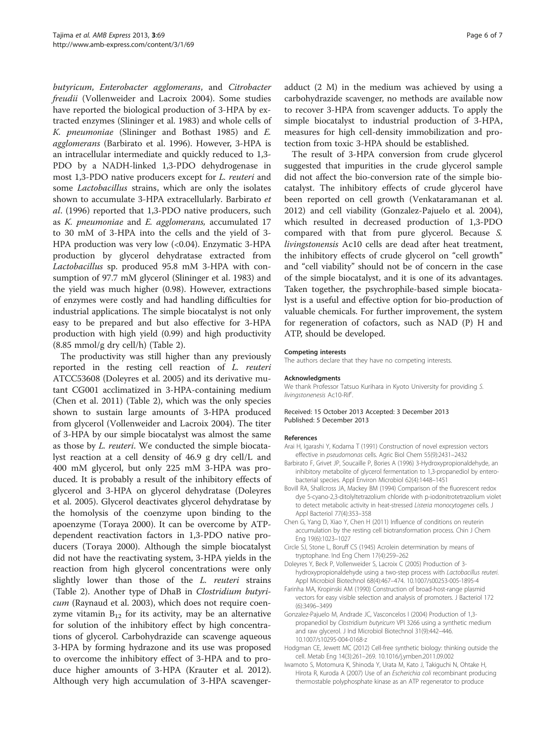*butyricum*, *Enterobacter agglomerans*, and *Citrobacter freudii* (Vollenweider and Lacroix 2004). Some studies have reported the biological production of 3-HPA by extracted enzymes (Slininger et al. 1983) and whole cells of *K. pneumoniae* (Slininger and Bothast 1985) and *E. agglomerans* (Barbirato et al. 1996). However, 3-HPA is an intracellular intermediate and quickly reduced to 1,3-PDO by a NADH-linked 1,3-PDO dehydrogenase in most 1,3-PDO native producers except for *L. reuteri* and some *Lactobacillus* strains, which are only the isolates shown to accumulate 3-HPA extracellularly. Barbirato *et al*. (1996) reported that 1,3-PDO native producers, such as *K. pneumoniae* and *E. agglomerans,* accumulated 17 to 30 mM of 3-HPA into the cells and the yield of 3-HPA production was very low (<0.04). Enzymatic 3-HPA production by glycerol dehydratase extracted from *Lactobacillus* sp. produced 95.8 mM 3-HPA with consumption of 97.7 mM glycerol (Slininger et al. 1983) and the yield was much higher (0.98). However, extractions of enzymes were costly and had handling difficulties for industrial applications. The simple biocatalyst is not only easy to be prepared and but also effective for 3-HPA production with high yield (0.99) and high productivity (8.85 mmol/g dry cell/h) (Table 2).

The productivity was still higher than any previously reported in the resting cell reaction of *L. reuteri* ATCC53608 (Doleyres et al. 2005) and its derivative mutant CG001 acclimatized in 3-HPA-containing medium (Chen et al. 2011) (Table 2), which was the only species shown to sustain large amounts of 3-HPA produced from glycerol (Vollenweider and Lacroix 2004). The titer of 3-HPA by our simple biocatalyst was almost the same as those by *L. reuteri*. We conducted the simple biocatalyst reaction at a cell density of 46.9 g dry cell/L and 400 mM glycerol, but only 225 mM 3-HPA was produced. It is probably a result of the inhibitory effects of glycerol and 3-HPA on glycerol dehydratase (Doleyres et al. 2005). Glycerol deactivates glycerol dehydratase by the homolysis of the coenzyme upon binding to the apoenzyme (Toraya 2000). It can be overcome by ATP-dependent reactivation factors in 1,3-PDO native producers (Toraya 2000). Although the simple biocatalyst did not have the reactivating system, 3-HPA yields in the reaction from high glycerol concentrations were only slightly lower than those of the *L. reuteri* strains (Table 2). Another type of DhaB in *Clostridium butyricum* (Raynaud et al. 2003), which does not require coenzyme vitamin $B_{12}$ for its activity, may be an alternative for solution of the inhibitory effect by high concentrations of glycerol. Carbohydrazide can scavenge aqueous 3-HPA by forming hydrazone and its use was proposed to overcome the inhibitory effect of 3-HPA and to produce higher amounts of 3-HPA (Krauter et al. 2012). Although very high accumulation of 3-HPA scavenger-adduct (2 M) in the medium was achieved by using a carbohydrazide scavenger, no methods are available now to recover 3-HPA from scavenger adducts. To apply the simple biocatalyst to industrial production of 3-HPA, measures for high cell-density immobilization and protection from toxic 3-HPA should be established.

The result of 3-HPA conversion from crude glycerol suggested that impurities in the crude glycerol sample did not affect the bio-conversion rate of the simple biocatalyst. The inhibitory effects of crude glycerol have been reported on cell growth (Venkataramanan et al. 2012) and cell viability (Gonzalez-Pajuelo et al. 2004), which resulted in decreased production of 1,3-PDO compared with that from pure glycerol. Because *S. livingstonensis* Ac10 cells are dead after heat treatment, the inhibitory effects of crude glycerol on "cell growth" and "cell viability" should not be of concern in the case of the simple biocatalyst, and it is one of its advantages. Taken together, the psychrophile-based simple biocatalyst is a useful and effective option for bio-production of valuable chemicals. For further improvement, the system for regeneration of cofactors, such as NAD (P) H and ATP, should be developed.

#### Competing interests
The authors declare that they have no competing interests.

#### Acknowledgments
We thank Professor Tatsuo Kurihara in Kyoto University for providing *S. livingstonenesis* Ac10-Rif'.

Received: 15 October 2013 Accepted: 3 December 2013
Published: 5 December 2013

#### References
- Arai H, Igarashi Y, Kodama T (1991) Construction of novel expression vectors effective in *pseudomonas* cells. Agric Biol Chem 55(9):2431–2432
- Barbirato F, Grivet JP, Soucaille P, Bories A (1996) 3-Hydroxypropionaldehyde, an inhibitory metabolite of glycerol fermentation to 1,3-propanediol by enterobacterial species. Appl Environ Microbiol 62(4):1448–1451
- Bovill RA, Shallcross JA, Mackey BM (1994) Comparison of the fluorescent redox dye 5-cyano-2,3-ditolyltetrazolium chloride with p-iodonitrotetrazolium violet to detect metabolic activity in heat-stressed *Listeria monocytogenes* cells. J Appl Bacteriol 77(4):353–358
- Chen G, Yang D, Xiao Y, Chen H (2011) Influence of conditions on reuterin accumulation by the resting cell biotransformation process. Chin J Chem Eng 19(6):1023–1027
- Circle SJ, Stone L, Boruff CS (1945) Acrolein determination by means of tryptophane. Ind Eng Chem 17(4):259–262
- Doleyres Y, Beck P, Vollenweider S, Lacroix C (2005) Production of 3-hydroxypropionaldehyde using a two-step process with *Lactobacillus reuteri*. Appl Microbiol Biotechnol 68(4):467–474. 10.1007/s00253-005-1895-4
- Farinha MA, Kropinski AM (1990) Construction of broad-host-range plasmid vectors for easy visible selection and analysis of promoters. J Bacteriol 172 (6):3496–3499
- Gonzalez-Pajuelo M, Andrade JC, Vasconcelos I (2004) Production of 1,3-propanediol by *Clostridium butyricum* VPI 3266 using a synthetic medium and raw glycerol. J Ind Microbiol Biotechnol 31(9):442–446. 10.1007/s10295-004-0168-z
- Hodgman CE, Jewett MC (2012) Cell-free synthetic biology: thinking outside the cell. Metab Eng 14(3):261–269. 10.1016/j.ymben.2011.09.002
- Iwamoto S, Motomura K, Shinoda Y, Urata M, Kato J, Takiguchi N, Ohtake H, Hirota R, Kuroda A (2007) Use of an *Escherichia coli* recombinant producing thermostable polyphosphate kinase as an ATP regenerator to produce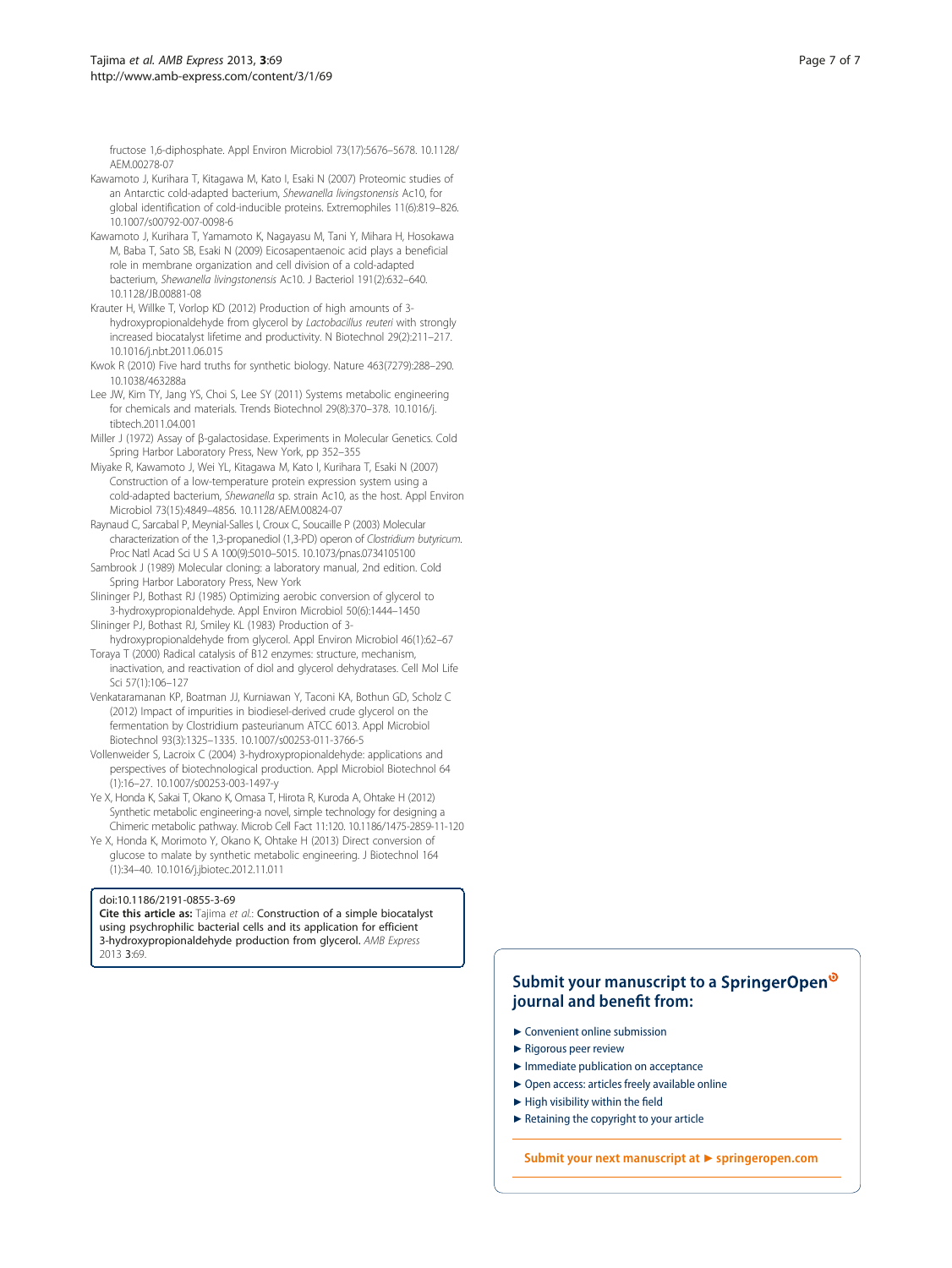fructose 1,6-diphosphate. Appl Environ Microbiol 73(17):5676–5678. 10.1128/AEM.00278-07

Kawamoto J, Kurihara T, Kitagawa M, Kato I, Esaki N (2007) Proteomic studies of an Antarctic cold-adapted bacterium, *Shewanella livingstonensis* Ac10, for global identification of cold-inducible proteins. Extremophiles 11(6):819–826. 10.1007/s00792-007-0098-6

Kawamoto J, Kurihara T, Yamamoto K, Nagayasu M, Tani Y, Mihara H, Hosokawa M, Baba T, Sato SB, Esaki N (2009) Eicosapentaenoic acid plays a beneficial role in membrane organization and cell division of a cold-adapted bacterium, *Shewanella livingstonensis* Ac10. J Bacteriol 191(2):632–640. 10.1128/JB.00881-08

Krauter H, Willke T, Vorlop KD (2012) Production of high amounts of 3-hydroxypropionaldehyde from glycerol by *Lactobacillus reuteri* with strongly increased biocatalyst lifetime and productivity. N Biotechnol 29(2):211–217. 10.1016/j.nbt.2011.06.015

Kwok R (2010) Five hard truths for synthetic biology. Nature 463(7279):288–290. 10.1038/463288a

Lee JW, Kim TY, Jang YS, Choi S, Lee SY (2011) Systems metabolic engineering for chemicals and materials. Trends Biotechnol 29(8):370–378. 10.1016/j.tibtech.2011.04.001

Miller J (1972) Assay of β-galactosidase. Experiments in Molecular Genetics. Cold Spring Harbor Laboratory Press, New York, pp 352–355

Miyake R, Kawamoto J, Wei YL, Kitagawa M, Kato I, Kurihara T, Esaki N (2007) Construction of a low-temperature protein expression system using a cold-adapted bacterium, *Shewanella* sp. strain Ac10, as the host. Appl Environ Microbiol 73(15):4849–4856. 10.1128/AEM.00824-07

Raynaud C, Sarcabal P, Meynial-Salles I, Croux C, Soucaille P (2003) Molecular characterization of the 1,3-propanediol (1,3-PD) operon of *Clostridium butyricum*. Proc Natl Acad Sci U S A 100(9):5010–5015. 10.1073/pnas.0734105100

Sambrook J (1989) Molecular cloning: a laboratory manual, 2nd edition. Cold Spring Harbor Laboratory Press, New York

Slininger PJ, Bothast RJ (1985) Optimizing aerobic conversion of glycerol to 3-hydroxypropionaldehyde. Appl Environ Microbiol 50(6):1444–1450

Slininger PJ, Bothast RJ, Smiley KL (1983) Production of 3-hydroxypropionaldehyde from glycerol. Appl Environ Microbiol 46(1):62–67

Toraya T (2000) Radical catalysis of B12 enzymes: structure, mechanism, inactivation, and reactivation of diol and glycerol dehydratases. Cell Mol Life Sci 57(1):106–127

Venkataramanan KP, Boatman JJ, Kurniawan Y, Taconi KA, Bothun GD, Scholz C (2012) Impact of impurities in biodiesel-derived crude glycerol on the fermentation by Clostridium pasteurianum ATCC 6013. Appl Microbiol Biotechnol 93(3):1325–1335. 10.1007/s00253-011-3766-5

Vollenweider S, Lacroix C (2004) 3-hydroxypropionaldehyde: applications and perspectives of biotechnological production. Appl Microbiol Biotechnol 64(1):16–27. 10.1007/s00253-003-1497-y

Ye X, Honda K, Sakai T, Okano K, Omasa T, Hirota R, Kuroda A, Ohtake H (2012) Synthetic metabolic engineering-a novel, simple technology for designing a Chimeric metabolic pathway. Microb Cell Fact 11:120. 10.1186/1475-2859-11-120

Ye X, Honda K, Morimoto Y, Okano K, Ohtake H (2013) Direct conversion of glucose to malate by synthetic metabolic engineering. J Biotechnol 164(1):34–40. 10.1016/j.jbiotec.2012.11.011

doi:10.1186/2191-0855-3-69

**Cite this article as:** Tajima *et al.*: Construction of a simple biocatalyst using psychrophilic bacterial cells and its application for efficient 3-hydroxypropionaldehyde production from glycerol. *AMB Express* 2013 **3**:69.

**Submit your manuscript to a SpringerOpen journal and benefit from:**

- ► Convenient online submission
- ► Rigorous peer review
- ► Immediate publication on acceptance
- ► Open access: articles freely available online
- ► High visibility within the field
- ► Retaining the copyright to your article

**Submit your next manuscript at ► springeropen.com**